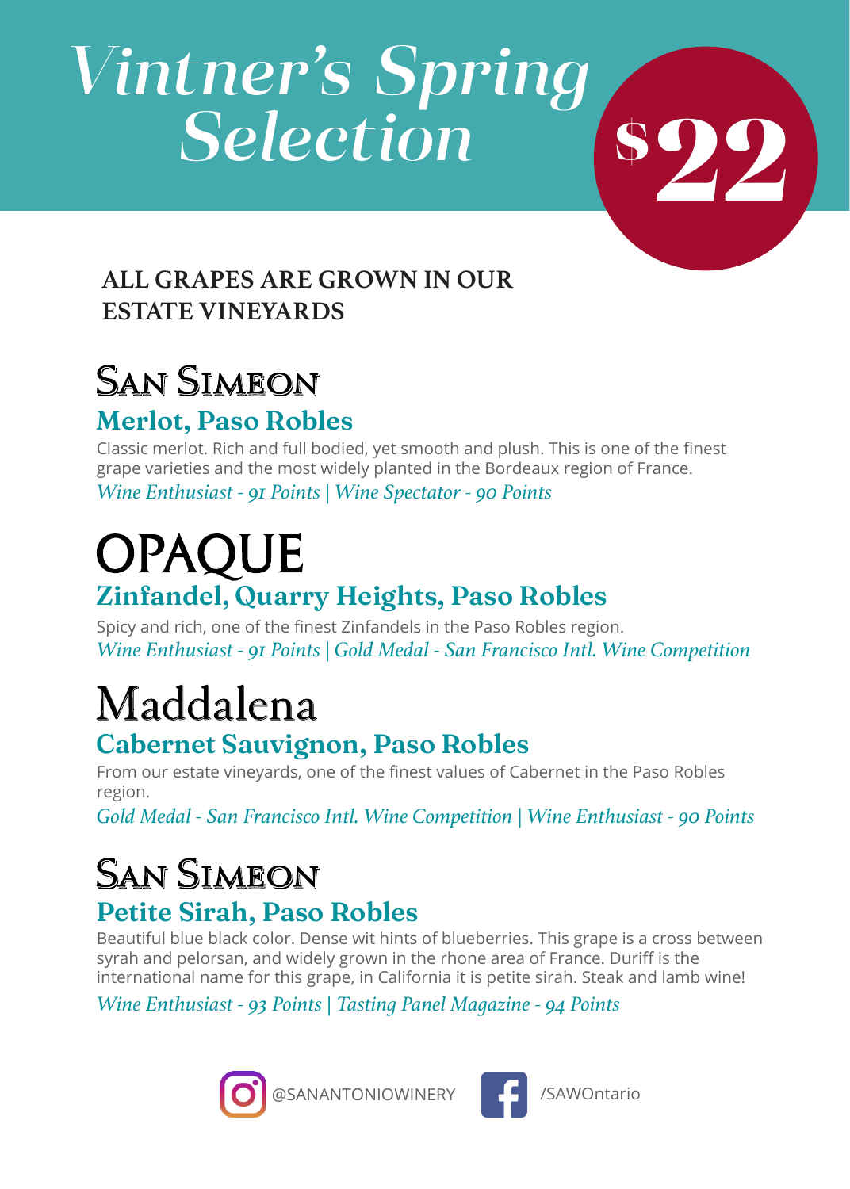# Vintner's Spring Selection

**$22**

**ALL GRAPES ARE GROWN IN OUR ESTATE VINEYARDS**

## San Simeon

### Merlot, Paso Robles

Classic merlot. Rich and full bodied, yet smooth and plush. This is one of the finest grape varieties and the most widely planted in the Bordeaux region of France.

*Wine Enthusiast - 91 Points | Wine Spectator - 90 Points*

## OPAQUE

### Zinfandel, Quarry Heights, Paso Robles

Spicy and rich, one of the finest Zinfandels in the Paso Robles region.

*Wine Enthusiast - 91 Points | Gold Medal - San Francisco Intl. Wine Competition*

## Maddalena

### Cabernet Sauvignon, Paso Robles

From our estate vineyards, one of the finest values of Cabernet in the Paso Robles region.

*Gold Medal - San Francisco Intl. Wine Competition | Wine Enthusiast - 90 Points*

## San Simeon

### Petite Sirah, Paso Robles

Beautiful blue black color. Dense wit hints of blueberries. This grape is a cross between syrah and pelorsan, and widely grown in the rhone area of France. Duriff is the international name for this grape, in California it is petite sirah. Steak and lamb wine!

*Wine Enthusiast - 93 Points | Tasting Panel Magazine - 94 Points*

@SANANTONIOWINERY /SAWOntario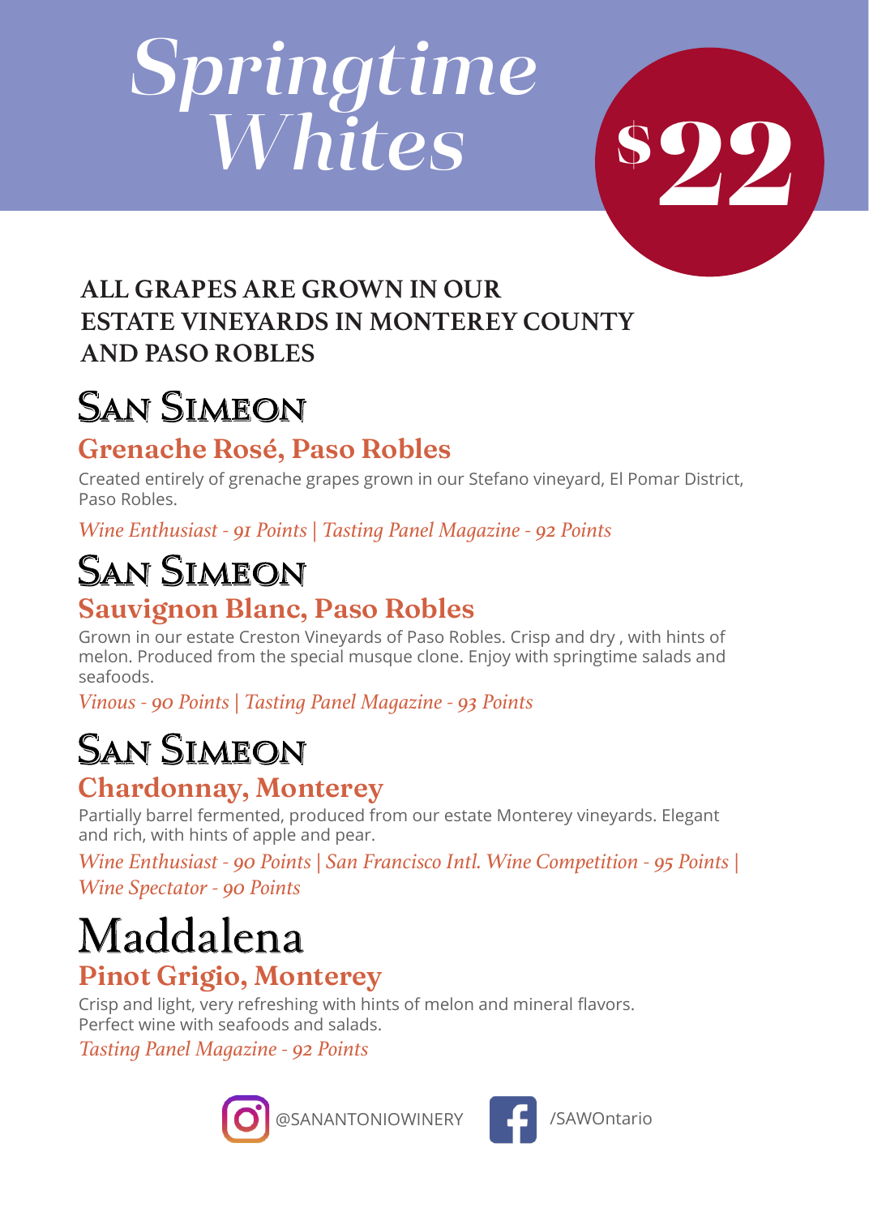# Springtime Whites

**$22**

**ALL GRAPES ARE GROWN IN OUR ESTATE VINEYARDS IN MONTEREY COUNTY AND PASO ROBLES**

## San Simeon

### Grenache Rosé, Paso Robles

Created entirely of grenache grapes grown in our Stefano vineyard, El Pomar District, Paso Robles.

*Wine Enthusiast - 91 Points | Tasting Panel Magazine - 92 Points*

## San Simeon

### Sauvignon Blanc, Paso Robles

Grown in our estate Creston Vineyards of Paso Robles. Crisp and dry , with hints of melon. Produced from the special musque clone. Enjoy with springtime salads and seafoods.

*Vinous - 90 Points | Tasting Panel Magazine - 93 Points*

## San Simeon

### Chardonnay, Monterey

Partially barrel fermented, produced from our estate Monterey vineyards. Elegant and rich, with hints of apple and pear.

*Wine Enthusiast - 90 Points | San Francisco Intl. Wine Competition - 95 Points | Wine Spectator - 90 Points*

## Maddalena

### Pinot Grigio, Monterey

Crisp and light, very refreshing with hints of melon and mineral flavors. Perfect wine with seafoods and salads.

*Tasting Panel Magazine - 92 Points*

@SANANTONIOWINERY /SAWOntario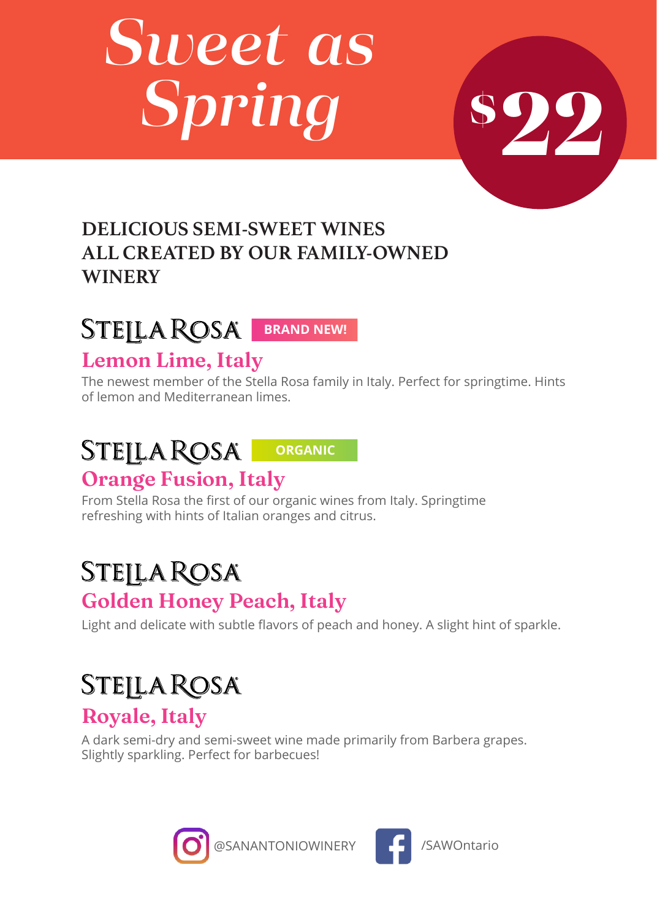# Sweet as Spring

**$22**

## DELICIOUS SEMI-SWEET WINES ALL CREATED BY OUR FAMILY-OWNED WINERY

STELLA ROSA **BRAND NEW!**

### Lemon Lime, Italy

The newest member of the Stella Rosa family in Italy. Perfect for springtime. Hints of lemon and Mediterranean limes.

STELLA ROSA **ORGANIC**

### Orange Fusion, Italy

From Stella Rosa the first of our organic wines from Italy. Springtime refreshing with hints of Italian oranges and citrus.

STELLA ROSA

### Golden Honey Peach, Italy

Light and delicate with subtle flavors of peach and honey. A slight hint of sparkle.

STELLA ROSA

### Royale, Italy

A dark semi-dry and semi-sweet wine made primarily from Barbera grapes. Slightly sparkling. Perfect for barbecues!

@SANANTONIOWINERY /SAWOntario